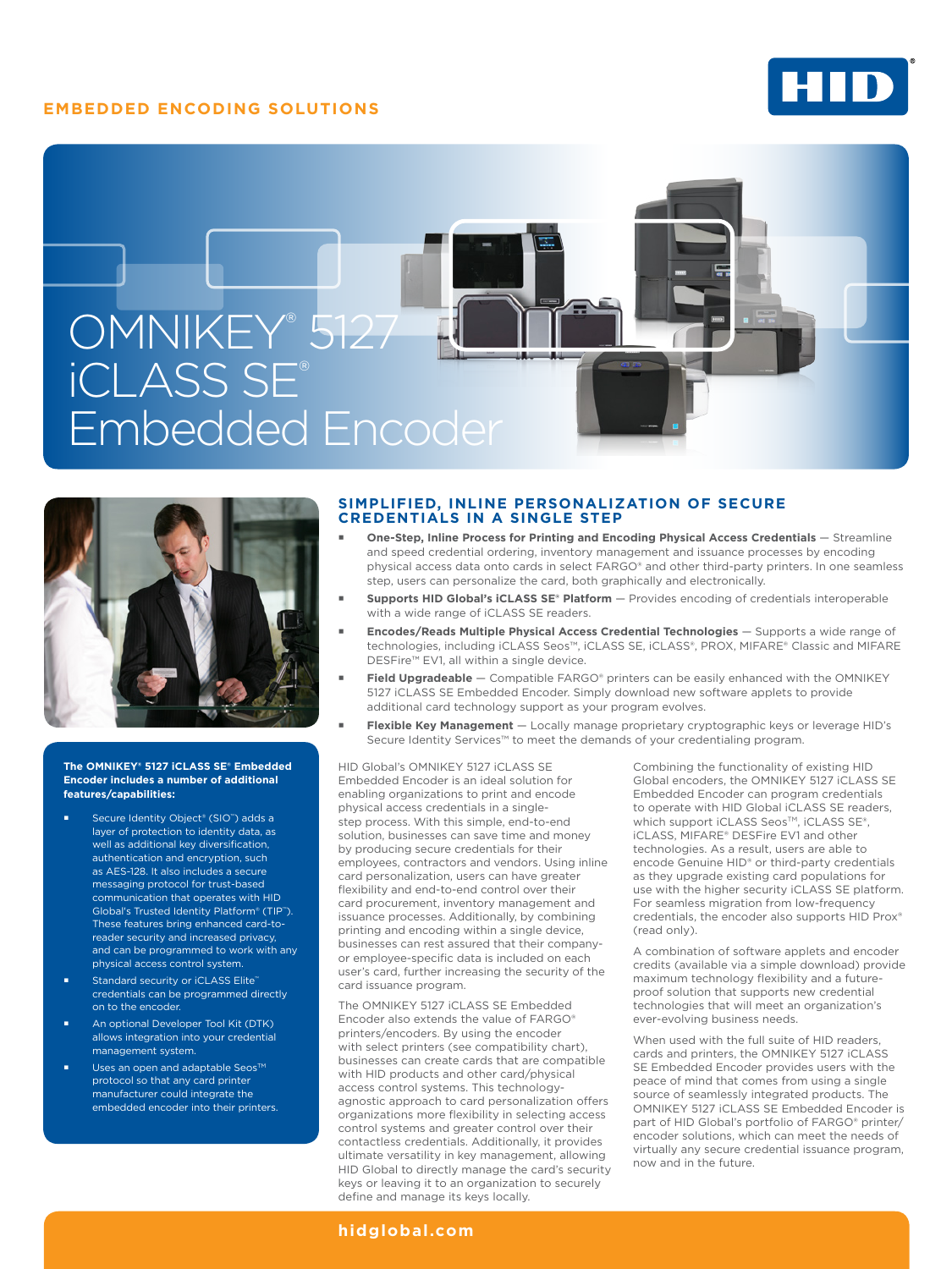EMBEDDED ENCODING SOLUTIONS

# OMNIKEY® 5127 iCLASS SE® Embedded Encoder

**The OMNIKEY® 5127 iCLASS SE® Embedded Encoder includes a number of additional features/capabilities:**

- Secure Identity Object® (SIO™) adds a layer of protection to identity data, as well as additional key diversification, authentication and encryption, such as AES-128. It also includes a secure messaging protocol for trust-based communication that operates with HID Global's Trusted Identity Platform® (TIP™). These features bring enhanced card-to-reader security and increased privacy, and can be programmed to work with any physical access control system.
- Standard security or iCLASS Elite™ credentials can be programmed directly on to the encoder.
- An optional Developer Tool Kit (DTK) allows integration into your credential management system.
- Uses an open and adaptable Seos™ protocol so that any card printer manufacturer could integrate the embedded encoder into their printers.

## SIMPLIFIED, INLINE PERSONALIZATION OF SECURE CREDENTIALS IN A SINGLE STEP

- **One-Step, Inline Process for Printing and Encoding Physical Access Credentials** — Streamline and speed credential ordering, inventory management and issuance processes by encoding physical access data onto cards in select FARGO® and other third-party printers. In one seamless step, users can personalize the card, both graphically and electronically.
- **Supports HID Global's iCLASS SE® Platform** — Provides encoding of credentials interoperable with a wide range of iCLASS SE readers.
- **Encodes/Reads Multiple Physical Access Credential Technologies** — Supports a wide range of technologies, including iCLASS Seos™, iCLASS SE, iCLASS®, PROX, MIFARE® Classic and MIFARE DESFire™ EV1, all within a single device.
- **Field Upgradeable** — Compatible FARGO® printers can be easily enhanced with the OMNIKEY 5127 iCLASS SE Embedded Encoder. Simply download new software applets to provide additional card technology support as your program evolves.
- **Flexible Key Management** — Locally manage proprietary cryptographic keys or leverage HID's Secure Identity Services™ to meet the demands of your credentialing program.

HID Global's OMNIKEY 5127 iCLASS SE Embedded Encoder is an ideal solution for enabling organizations to print and encode physical access credentials in a single-step process. With this simple, end-to-end solution, businesses can save time and money by producing secure credentials for their employees, contractors and vendors. Using inline card personalization, users can have greater flexibility and end-to-end control over their card procurement, inventory management and issuance processes. Additionally, by combining printing and encoding within a single device, businesses can rest assured that their company- or employee-specific data is included on each user's card, further increasing the security of the card issuance program.

The OMNIKEY 5127 iCLASS SE Embedded Encoder also extends the value of FARGO® printers/encoders. By using the encoder with select printers (see compatibility chart), businesses can create cards that are compatible with HID products and other card/physical access control systems. This technology-agnostic approach to card personalization offers organizations more flexibility in selecting access control systems and greater control over their contactless credentials. Additionally, it provides ultimate versatility in key management, allowing HID Global to directly manage the card's security keys or leaving it to an organization to securely define and manage its keys locally.

Combining the functionality of existing HID Global encoders, the OMNIKEY 5127 iCLASS SE Embedded Encoder can program credentials to operate with HID Global iCLASS SE readers, which support iCLASS Seos™, iCLASS SE®, iCLASS, MIFARE® DESFire EV1 and other technologies. As a result, users are able to encode Genuine HID® or third-party credentials as they upgrade existing card populations for use with the higher security iCLASS SE platform. For seamless migration from low-frequency credentials, the encoder also supports HID Prox® (read only).

A combination of software applets and encoder credits (available via a simple download) provide maximum technology flexibility and a future-proof solution that supports new credential technologies that will meet an organization's ever-evolving business needs.

When used with the full suite of HID readers, cards and printers, the OMNIKEY 5127 iCLASS SE Embedded Encoder provides users with the peace of mind that comes from using a single source of seamlessly integrated products. The OMNIKEY 5127 iCLASS SE Embedded Encoder is part of HID Global's portfolio of FARGO® printer/encoder solutions, which can meet the needs of virtually any secure credential issuance program, now and in the future.

hidglobal.com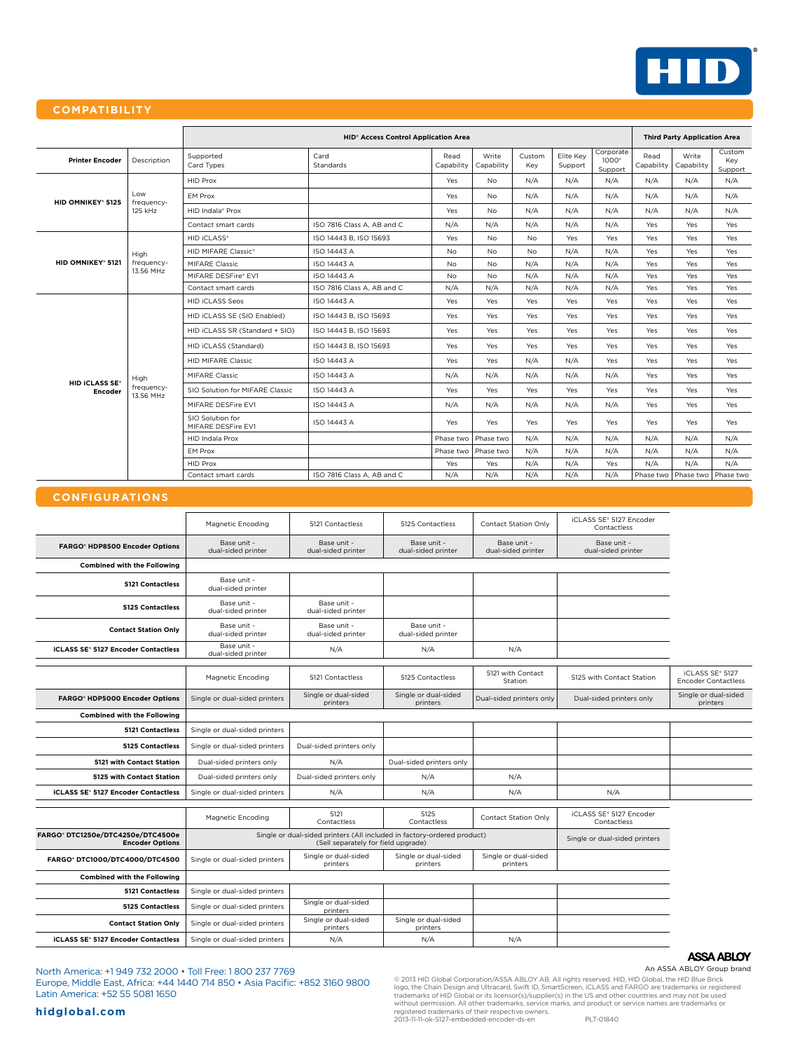## COMPATIBILITY

| | | HID® Access Control Application Area | | | | | | | Third Party Application Area | | |
|---|---|---|---|---|---|---|---|---|---|---|---|
| Printer Encoder | Description | Supported Card Types | Card Standards | Read Capability | Write Capability | Custom Key | Elite Key Support | Corporate 1000® Support | Read Capability | Write Capability | Custom Key Support |
| HID OMNIKEY® 5125 | Low frequency-125 kHz | HID Prox | | Yes | No | N/A | N/A | N/A | N/A | N/A | N/A |
| | | EM Prox | | Yes | No | N/A | N/A | N/A | N/A | N/A | N/A |
| | | HID Indala® Prox | | Yes | No | N/A | N/A | N/A | N/A | N/A | N/A |
| | | Contact smart cards | ISO 7816 Class A, AB and C | N/A | N/A | N/A | N/A | N/A | Yes | Yes | Yes |
| HID OMNIKEY® 5121 | High frequency-13.56 MHz | HID iCLASS® | ISO 14443 B, ISO 15693 | Yes | No | No | Yes | Yes | Yes | Yes | Yes |
| | | HID MIFARE Classic® | ISO 14443 A | No | No | No | N/A | N/A | Yes | Yes | Yes |
| | | MIFARE Classic | ISO 14443 A | No | No | N/A | N/A | N/A | Yes | Yes | Yes |
| | | MIFARE DESFire® EV1 | ISO 14443 A | No | No | N/A | N/A | N/A | Yes | Yes | Yes |
| | | Contact smart cards | ISO 7816 Class A, AB and C | N/A | N/A | N/A | N/A | N/A | Yes | Yes | Yes |
| HID iCLASS SE® Encoder | High frequency-13.56 MHz | HID iCLASS Seos | ISO 14443 A | Yes | Yes | Yes | Yes | Yes | Yes | Yes | Yes |
| | | HID iCLASS SE (SIO Enabled) | ISO 14443 B, ISO 15693 | Yes | Yes | Yes | Yes | Yes | Yes | Yes | Yes |
| | | HID iCLASS SR (Standard + SIO) | ISO 14443 B, ISO 15693 | Yes | Yes | Yes | Yes | Yes | Yes | Yes | Yes |
| | | HID iCLASS (Standard) | ISO 14443 B, ISO 15693 | Yes | Yes | Yes | Yes | Yes | Yes | Yes | Yes |
| | | HID MIFARE Classic | ISO 14443 A | Yes | Yes | N/A | N/A | Yes | Yes | Yes | Yes |
| | | MIFARE Classic | ISO 14443 A | N/A | N/A | N/A | N/A | N/A | Yes | Yes | Yes |
| | | SIO Solution for MIFARE Classic | ISO 14443 A | Yes | Yes | Yes | Yes | Yes | Yes | Yes | Yes |
| | | MIFARE DESFire EV1 | ISO 14443 A | N/A | N/A | N/A | N/A | N/A | Yes | Yes | Yes |
| | | SIO Solution for MIFARE DESFire EV1 | ISO 14443 A | Yes | Yes | Yes | Yes | Yes | Yes | Yes | Yes |
| | | HID Indala Prox | | Phase two | Phase two | N/A | N/A | N/A | N/A | N/A | N/A |
| | | EM Prox | | Phase two | Phase two | N/A | N/A | N/A | N/A | N/A | N/A |
| | | HID Prox | | Yes | Yes | N/A | N/A | Yes | N/A | N/A | N/A |
| | | Contact smart cards | ISO 7816 Class A, AB and C | N/A | N/A | N/A | N/A | N/A | Phase two | Phase two | Phase two |

## CONFIGURATIONS

| | Magnetic Encoding | 5121 Contactless | 5125 Contactless | Contact Station Only | iCLASS SE® 5127 Encoder Contactless |
|---|---|---|---|---|---|
| **FARGO® HDP8500 Encoder Options** | Base unit - dual-sided printer | Base unit - dual-sided printer | Base unit - dual-sided printer | Base unit - dual-sided printer | Base unit - dual-sided printer |
| **Combined with the Following** | | | | | |
| **5121 Contactless** | Base unit - dual-sided printer | | | | |
| **5125 Contactless** | Base unit - dual-sided printer | Base unit - dual-sided printer | | | |
| **Contact Station Only** | Base unit - dual-sided printer | Base unit - dual-sided printer | Base unit - dual-sided printer | | |
| **iCLASS SE® 5127 Encoder Contactless** | Base unit - dual-sided printer | N/A | N/A | N/A | |

| | Magnetic Encoding | 5121 Contactless | 5125 Contactless | 5121 with Contact Station | 5125 with Contact Station | iCLASS SE® 5127 Encoder Contactless |
|---|---|---|---|---|---|---|
| **FARGO® HDP5000 Encoder Options** | Single or dual-sided printers | Single or dual-sided printers | Single or dual-sided printers | Dual-sided printers only | Dual-sided printers only | Single or dual-sided printers |
| **Combined with the Following** | | | | | | |
| **5121 Contactless** | Single or dual-sided printers | | | | | |
| **5125 Contactless** | Single or dual-sided printers | Dual-sided printers only | | | | |
| **5121 with Contact Station** | Dual-sided printers only | N/A | Dual-sided printers only | | | |
| **5125 with Contact Station** | Dual-sided printers only | Dual-sided printers only | N/A | N/A | | |
| **iCLASS SE® 5127 Encoder Contactless** | Single or dual-sided printers | N/A | N/A | N/A | N/A | |

| | Magnetic Encoding | 5121 Contactless | 5125 Contactless | Contact Station Only | iCLASS SE® 5127 Encoder Contactless |
|---|---|---|---|---|---|
| **FARGO® DTC1250e/DTC4250e/DTC4500e Encoder Options** | Single or dual-sided printers (All included in factory-ordered product) (Sell separately for field upgrade) | | | | Single or dual-sided printers |
| **FARGO® DTC1000/DTC4000/DTC4500** | Single or dual-sided printers | Single or dual-sided printers | Single or dual-sided printers | Single or dual-sided printers | |
| **Combined with the Following** | | | | | |
| **5121 Contactless** | Single or dual-sided printers | | | | |
| **5125 Contactless** | Single or dual-sided printers | Single or dual-sided printers | | | |
| **Contact Station Only** | Single or dual-sided printers | Single or dual-sided printers | Single or dual-sided printers | | |
| **iCLASS SE® 5127 Encoder Contactless** | Single or dual-sided printers | N/A | N/A | N/A | |

North America: +1 949 732 2000 • Toll Free: 1 800 237 7769
Europe, Middle East, Africa: +44 1440 714 850 • Asia Pacific: +852 3160 9800
Latin America: +52 55 5081 1650

**hidglobal.com**

ASSA ABLOY
An ASSA ABLOY Group brand

© 2013 HID Global Corporation/ASSA ABLOY AB. All rights reserved. HID, HID Global, the HID Blue Brick logo, the Chain Design and Ultracard, Swift ID, SmartScreen, iCLASS and FARGO are trademarks or registered trademarks of HID Global or its licensor(s)/supplier(s) in the US and other countries and may not be used without permission. All other trademarks, service marks, and product or service names are trademarks or registered trademarks of their respective owners.
2013-11-11-ok-5127-embedded-encoder-ds-en PLT-01840